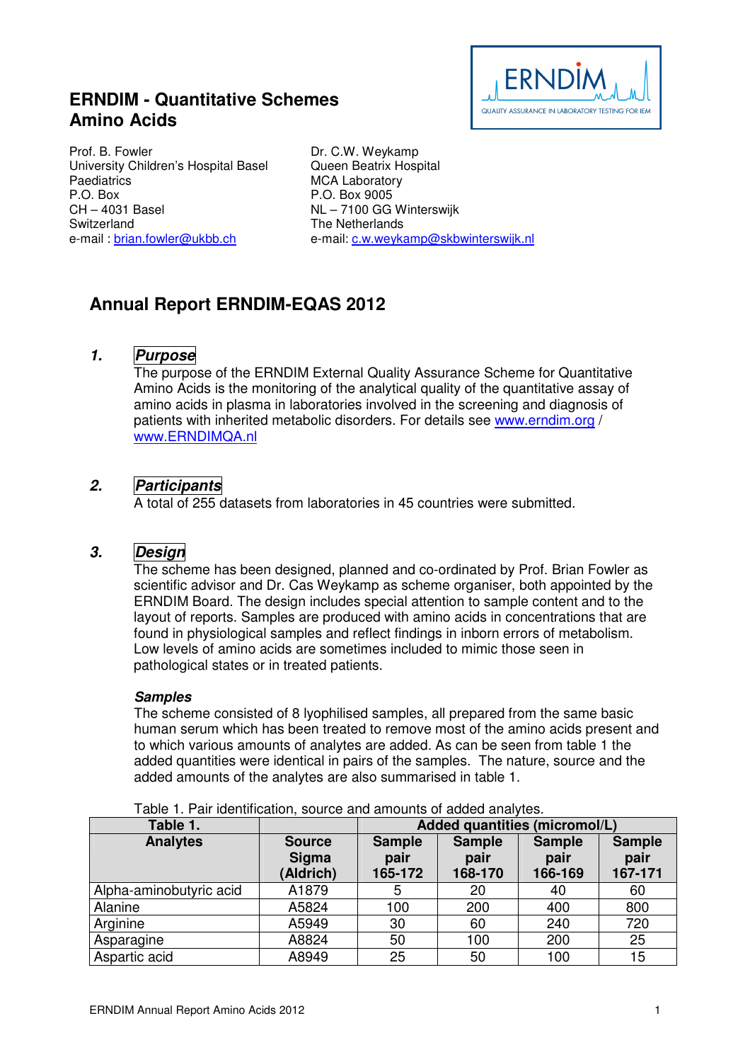# ERNDIM - Quantitative Schemes Amino Acids

Prof. B. Fowler
University Children's Hospital Basel
Paediatrics
P.O. Box
CH – 4031 Basel
Switzerland
e-mail : brian.fowler@ukbb.ch

Dr. C.W. Weykamp
Queen Beatrix Hospital
MCA Laboratory
P.O. Box 9005
NL – 7100 GG Winterswijk
The Netherlands
e-mail: c.w.weykamp@skbwinterswijk.nl

## Annual Report ERNDIM-EQAS 2012

### 1. *Purpose*

The purpose of the ERNDIM External Quality Assurance Scheme for Quantitative Amino Acids is the monitoring of the analytical quality of the quantitative assay of amino acids in plasma in laboratories involved in the screening and diagnosis of patients with inherited metabolic disorders. For details see www.erndim.org / www.ERNDIMQA.nl

### 2. *Participants*

A total of 255 datasets from laboratories in 45 countries were submitted.

### 3. *Design*

The scheme has been designed, planned and co-ordinated by Prof. Brian Fowler as scientific advisor and Dr. Cas Weykamp as scheme organiser, both appointed by the ERNDIM Board. The design includes special attention to sample content and to the layout of reports. Samples are produced with amino acids in concentrations that are found in physiological samples and reflect findings in inborn errors of metabolism. Low levels of amino acids are sometimes included to mimic those seen in pathological states or in treated patients.

#### *Samples*

The scheme consisted of 8 lyophilised samples, all prepared from the same basic human serum which has been treated to remove most of the amino acids present and to which various amounts of analytes are added. As can be seen from table 1 the added quantities were identical in pairs of the samples. The nature, source and the added amounts of the analytes are also summarised in table 1.

Table 1. Pair identification, source and amounts of added analytes.

| Table 1. | | Added quantities (micromol/L) | | | |
|---|---|---|---|---|---|
| Analytes | Source Sigma (Aldrich) | Sample pair 165-172 | Sample pair 168-170 | Sample pair 166-169 | Sample pair 167-171 |
| Alpha-aminobutyric acid | A1879 | 5 | 20 | 40 | 60 |
| Alanine | A5824 | 100 | 200 | 400 | 800 |
| Arginine | A5949 | 30 | 60 | 240 | 720 |
| Asparagine | A8824 | 50 | 100 | 200 | 25 |
| Aspartic acid | A8949 | 25 | 50 | 100 | 15 |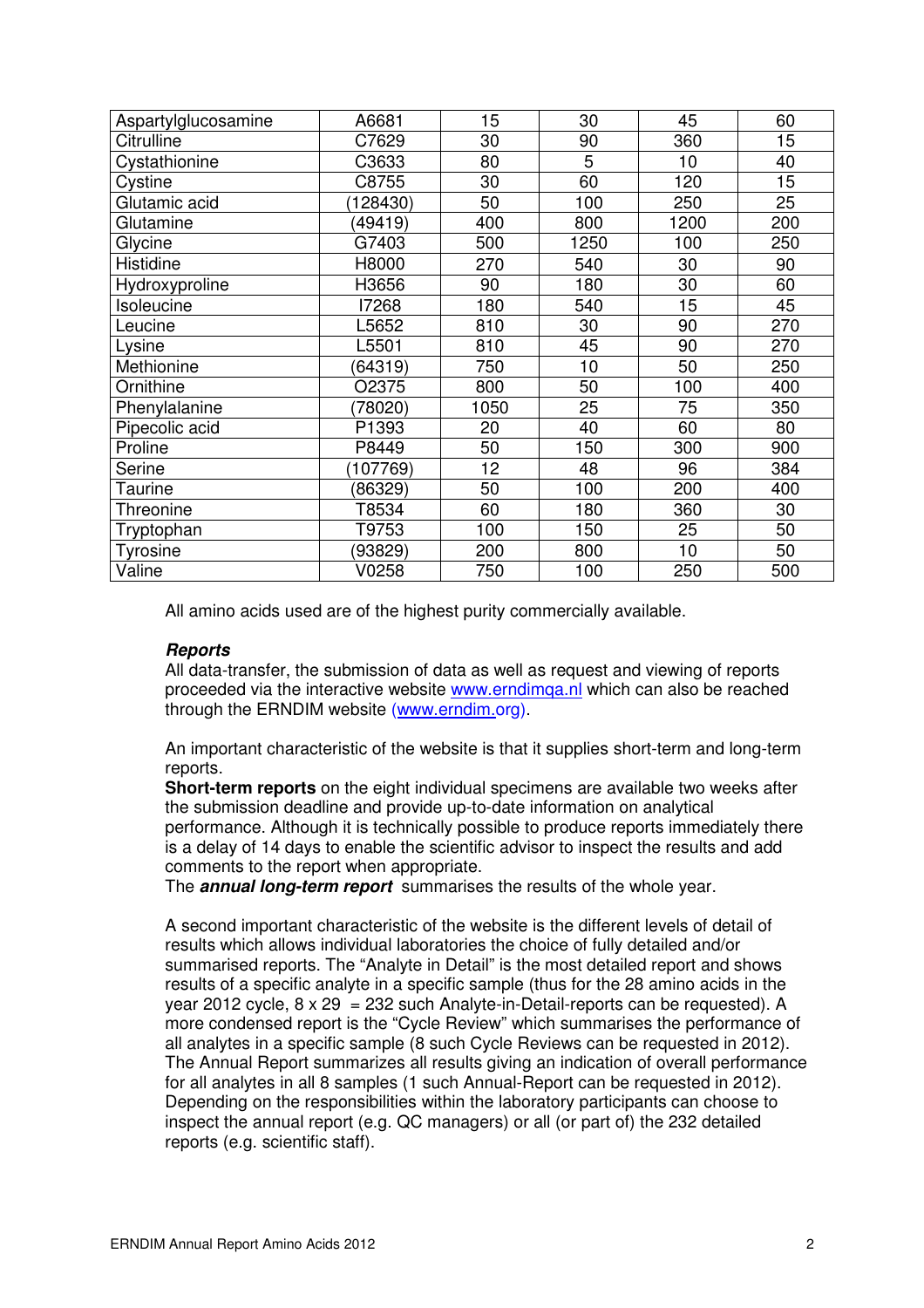| Aspartylglucosamine | A6681 | 15 | 30 | 45 | 60 |
|---|---|---|---|---|---|
| Citrulline | C7629 | 30 | 90 | 360 | 15 |
| Cystathionine | C3633 | 80 | 5 | 10 | 40 |
| Cystine | C8755 | 30 | 60 | 120 | 15 |
| Glutamic acid | (128430) | 50 | 100 | 250 | 25 |
| Glutamine | (49419) | 400 | 800 | 1200 | 200 |
| Glycine | G7403 | 500 | 1250 | 100 | 250 |
| Histidine | H8000 | 270 | 540 | 30 | 90 |
| Hydroxyproline | H3656 | 90 | 180 | 30 | 60 |
| Isoleucine | I7268 | 180 | 540 | 15 | 45 |
| Leucine | L5652 | 810 | 30 | 90 | 270 |
| Lysine | L5501 | 810 | 45 | 90 | 270 |
| Methionine | (64319) | 750 | 10 | 50 | 250 |
| Ornithine | O2375 | 800 | 50 | 100 | 400 |
| Phenylalanine | (78020) | 1050 | 25 | 75 | 350 |
| Pipecolic acid | P1393 | 20 | 40 | 60 | 80 |
| Proline | P8449 | 50 | 150 | 300 | 900 |
| Serine | (107769) | 12 | 48 | 96 | 384 |
| Taurine | (86329) | 50 | 100 | 200 | 400 |
| Threonine | T8534 | 60 | 180 | 360 | 30 |
| Tryptophan | T9753 | 100 | 150 | 25 | 50 |
| Tyrosine | (93829) | 200 | 800 | 10 | 50 |
| Valine | V0258 | 750 | 100 | 250 | 500 |

All amino acids used are of the highest purity commercially available.

***Reports***

All data-transfer, the submission of data as well as request and viewing of reports proceeded via the interactive website www.erndimqa.nl which can also be reached through the ERNDIM website (www.erndim.org).

An important characteristic of the website is that it supplies short-term and long-term reports.

**Short-term reports** on the eight individual specimens are available two weeks after the submission deadline and provide up-to-date information on analytical performance. Although it is technically possible to produce reports immediately there is a delay of 14 days to enable the scientific advisor to inspect the results and add comments to the report when appropriate.

The ***annual long-term report*** summarises the results of the whole year.

A second important characteristic of the website is the different levels of detail of results which allows individual laboratories the choice of fully detailed and/or summarised reports. The "Analyte in Detail" is the most detailed report and shows results of a specific analyte in a specific sample (thus for the 28 amino acids in the year 2012 cycle, 8 x 29 = 232 such Analyte-in-Detail-reports can be requested). A more condensed report is the "Cycle Review" which summarises the performance of all analytes in a specific sample (8 such Cycle Reviews can be requested in 2012). The Annual Report summarizes all results giving an indication of overall performance for all analytes in all 8 samples (1 such Annual-Report can be requested in 2012). Depending on the responsibilities within the laboratory participants can choose to inspect the annual report (e.g. QC managers) or all (or part of) the 232 detailed reports (e.g. scientific staff).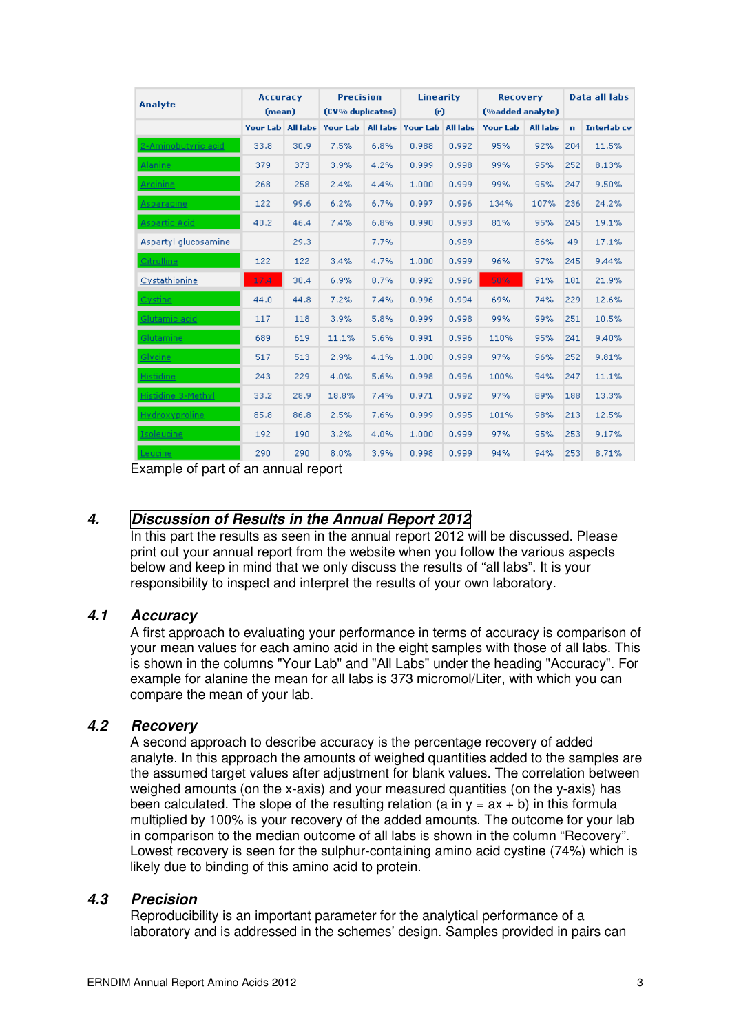| Analyte | Accuracy (mean) | | Precision (CV% duplicates) | | Linearity (r) | | Recovery (%added analyte) | | Data all labs | |
|---|---|---|---|---|---|---|---|---|---|---|
| | Your Lab | All labs | Your Lab | All labs | Your Lab | All labs | Your Lab | All labs | n | Interlab cv |
| 2-Aminobutyric acid | 33.8 | 30.9 | 7.5% | 6.8% | 0.988 | 0.992 | 95% | 92% | 204 | 11.5% |
| Alanine | 379 | 373 | 3.9% | 4.2% | 0.999 | 0.998 | 99% | 95% | 252 | 8.13% |
| Arginine | 268 | 258 | 2.4% | 4.4% | 1.000 | 0.999 | 99% | 95% | 247 | 9.50% |
| Asparagine | 122 | 99.6 | 6.2% | 6.7% | 0.997 | 0.996 | 134% | 107% | 236 | 24.2% |
| Aspartic Acid | 40.2 | 46.4 | 7.4% | 6.8% | 0.990 | 0.993 | 81% | 95% | 245 | 19.1% |
| Aspartyl glucosamine | | 29.3 | | 7.7% | | 0.989 | | 86% | 49 | 17.1% |
| Citrulline | 122 | 122 | 3.4% | 4.7% | 1.000 | 0.999 | 96% | 97% | 245 | 9.44% |
| Cystathionine | 17.4 | 30.4 | 6.9% | 8.7% | 0.992 | 0.996 | 50% | 91% | 181 | 21.9% |
| Cystine | 44.0 | 44.8 | 7.2% | 7.4% | 0.996 | 0.994 | 69% | 74% | 229 | 12.6% |
| Glutamic acid | 117 | 118 | 3.9% | 5.8% | 0.999 | 0.998 | 99% | 99% | 251 | 10.5% |
| Glutamine | 689 | 619 | 11.1% | 5.6% | 0.991 | 0.996 | 110% | 95% | 241 | 9.40% |
| Glycine | 517 | 513 | 2.9% | 4.1% | 1.000 | 0.999 | 97% | 96% | 252 | 9.81% |
| Histidine | 243 | 229 | 4.0% | 5.6% | 0.998 | 0.996 | 100% | 94% | 247 | 11.1% |
| Histidine 3-Methyl | 33.2 | 28.9 | 18.8% | 7.4% | 0.971 | 0.992 | 97% | 89% | 188 | 13.3% |
| Hydroxyproline | 85.8 | 86.8 | 2.5% | 7.6% | 0.999 | 0.995 | 101% | 98% | 213 | 12.5% |
| Isoleucine | 192 | 190 | 3.2% | 4.0% | 1.000 | 0.999 | 97% | 95% | 253 | 9.17% |
| Leucine | 290 | 290 | 8.0% | 3.9% | 0.998 | 0.999 | 94% | 94% | 253 | 8.71% |

Example of part of an annual report

## 4. Discussion of Results in the Annual Report 2012

In this part the results as seen in the annual report 2012 will be discussed. Please print out your annual report from the website when you follow the various aspects below and keep in mind that we only discuss the results of "all labs". It is your responsibility to inspect and interpret the results of your own laboratory.

### 4.1 Accuracy

A first approach to evaluating your performance in terms of accuracy is comparison of your mean values for each amino acid in the eight samples with those of all labs. This is shown in the columns "Your Lab" and "All Labs" under the heading "Accuracy". For example for alanine the mean for all labs is 373 micromol/Liter, with which you can compare the mean of your lab.

### 4.2 Recovery

A second approach to describe accuracy is the percentage recovery of added analyte. In this approach the amounts of weighed quantities added to the samples are the assumed target values after adjustment for blank values. The correlation between weighed amounts (on the x-axis) and your measured quantities (on the y-axis) has been calculated. The slope of the resulting relation (a in $y = ax + b$) in this formula multiplied by 100% is your recovery of the added amounts. The outcome for your lab in comparison to the median outcome of all labs is shown in the column "Recovery". Lowest recovery is seen for the sulphur-containing amino acid cystine (74%) which is likely due to binding of this amino acid to protein.

### 4.3 Precision

Reproducibility is an important parameter for the analytical performance of a laboratory and is addressed in the schemes' design. Samples provided in pairs can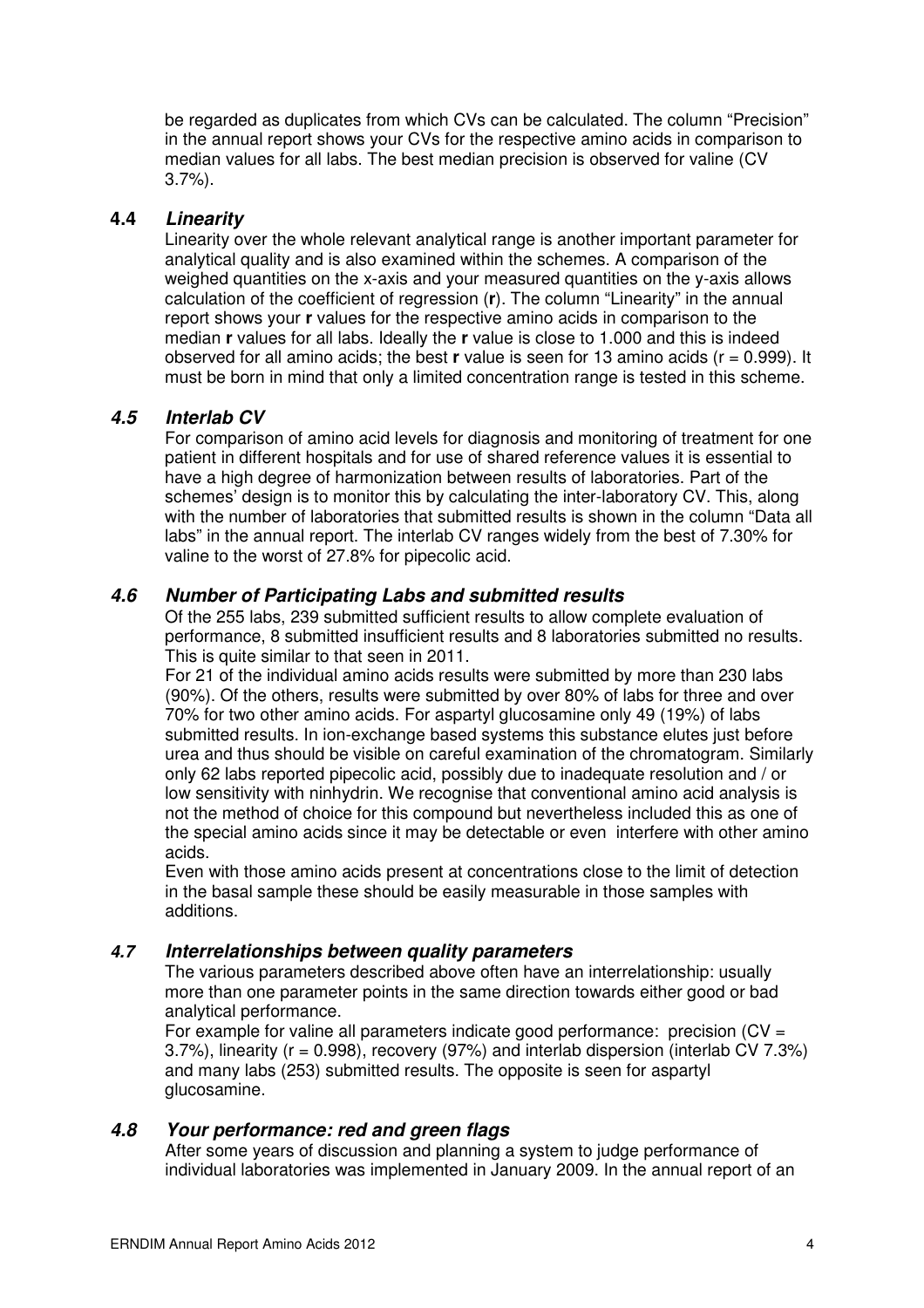be regarded as duplicates from which CVs can be calculated. The column "Precision" in the annual report shows your CVs for the respective amino acids in comparison to median values for all labs. The best median precision is observed for valine (CV 3.7%).

### 4.4 *Linearity*

Linearity over the whole relevant analytical range is another important parameter for analytical quality and is also examined within the schemes. A comparison of the weighed quantities on the x-axis and your measured quantities on the y-axis allows calculation of the coefficient of regression (**r**). The column "Linearity" in the annual report shows your **r** values for the respective amino acids in comparison to the median **r** values for all labs. Ideally the **r** value is close to 1.000 and this is indeed observed for all amino acids; the best **r** value is seen for 13 amino acids (r = 0.999). It must be born in mind that only a limited concentration range is tested in this scheme.

### *4.5 Interlab CV*

For comparison of amino acid levels for diagnosis and monitoring of treatment for one patient in different hospitals and for use of shared reference values it is essential to have a high degree of harmonization between results of laboratories. Part of the schemes' design is to monitor this by calculating the inter-laboratory CV. This, along with the number of laboratories that submitted results is shown in the column "Data all labs" in the annual report. The interlab CV ranges widely from the best of 7.30% for valine to the worst of 27.8% for pipecolic acid.

### *4.6 Number of Participating Labs and submitted results*

Of the 255 labs, 239 submitted sufficient results to allow complete evaluation of performance, 8 submitted insufficient results and 8 laboratories submitted no results. This is quite similar to that seen in 2011.

For 21 of the individual amino acids results were submitted by more than 230 labs (90%). Of the others, results were submitted by over 80% of labs for three and over 70% for two other amino acids. For aspartyl glucosamine only 49 (19%) of labs submitted results. In ion-exchange based systems this substance elutes just before urea and thus should be visible on careful examination of the chromatogram. Similarly only 62 labs reported pipecolic acid, possibly due to inadequate resolution and / or low sensitivity with ninhydrin. We recognise that conventional amino acid analysis is not the method of choice for this compound but nevertheless included this as one of the special amino acids since it may be detectable or even interfere with other amino acids.

Even with those amino acids present at concentrations close to the limit of detection in the basal sample these should be easily measurable in those samples with additions.

### *4.7 Interrelationships between quality parameters*

The various parameters described above often have an interrelationship: usually more than one parameter points in the same direction towards either good or bad analytical performance.

For example for valine all parameters indicate good performance: precision (CV = 3.7%), linearity (r = 0.998), recovery (97%) and interlab dispersion (interlab CV 7.3%) and many labs (253) submitted results. The opposite is seen for aspartyl glucosamine.

### *4.8 Your performance: red and green flags*

After some years of discussion and planning a system to judge performance of individual laboratories was implemented in January 2009. In the annual report of an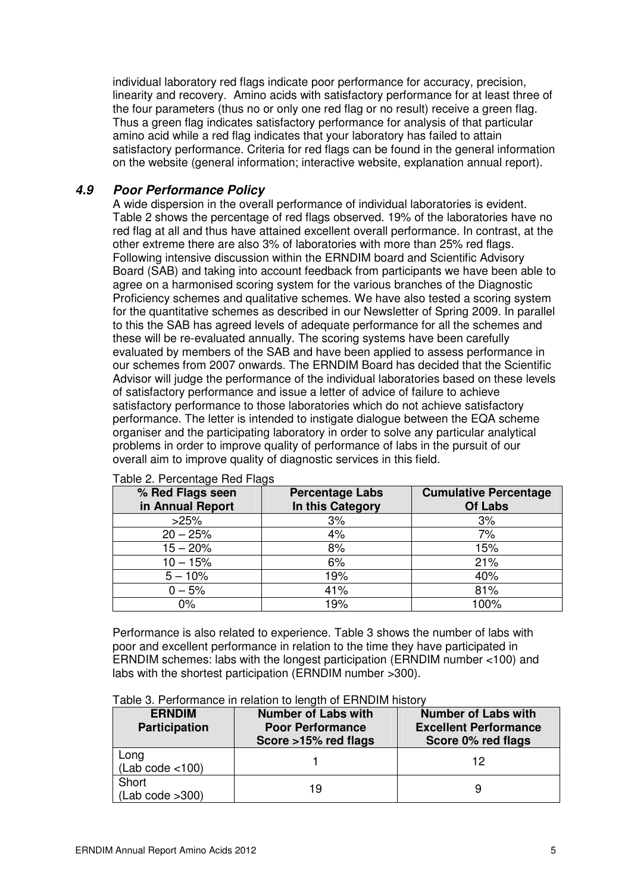individual laboratory red flags indicate poor performance for accuracy, precision, linearity and recovery. Amino acids with satisfactory performance for at least three of the four parameters (thus no or only one red flag or no result) receive a green flag. Thus a green flag indicates satisfactory performance for analysis of that particular amino acid while a red flag indicates that your laboratory has failed to attain satisfactory performance. Criteria for red flags can be found in the general information on the website (general information; interactive website, explanation annual report).

### *4.9 Poor Performance Policy*

A wide dispersion in the overall performance of individual laboratories is evident. Table 2 shows the percentage of red flags observed. 19% of the laboratories have no red flag at all and thus have attained excellent overall performance. In contrast, at the other extreme there are also 3% of laboratories with more than 25% red flags. Following intensive discussion within the ERNDIM board and Scientific Advisory Board (SAB) and taking into account feedback from participants we have been able to agree on a harmonised scoring system for the various branches of the Diagnostic Proficiency schemes and qualitative schemes. We have also tested a scoring system for the quantitative schemes as described in our Newsletter of Spring 2009. In parallel to this the SAB has agreed levels of adequate performance for all the schemes and these will be re-evaluated annually. The scoring systems have been carefully evaluated by members of the SAB and have been applied to assess performance in our schemes from 2007 onwards. The ERNDIM Board has decided that the Scientific Advisor will judge the performance of the individual laboratories based on these levels of satisfactory performance and issue a letter of advice of failure to achieve satisfactory performance to those laboratories which do not achieve satisfactory performance. The letter is intended to instigate dialogue between the EQA scheme organiser and the participating laboratory in order to solve any particular analytical problems in order to improve quality of performance of labs in the pursuit of our overall aim to improve quality of diagnostic services in this field.

Table 2. Percentage Red Flags

| % Red Flags seen in Annual Report | Percentage Labs In this Category | Cumulative Percentage Of Labs |
|---|---|---|
| >25% | 3% | 3% |
| 20 – 25% | 4% | 7% |
| 15 – 20% | 8% | 15% |
| 10 – 15% | 6% | 21% |
| 5 – 10% | 19% | 40% |
| 0 – 5% | 41% | 81% |
| 0% | 19% | 100% |

Performance is also related to experience. Table 3 shows the number of labs with poor and excellent performance in relation to the time they have participated in ERNDIM schemes: labs with the longest participation (ERNDIM number <100) and labs with the shortest participation (ERNDIM number >300).

Table 3. Performance in relation to length of ERNDIM history

| ERNDIM Participation | Number of Labs with Poor Performance Score >15% red flags | Number of Labs with Excellent Performance Score 0% red flags |
|---|---|---|
| Long (Lab code <100) | 1 | 12 |
| Short (Lab code >300) | 19 | 9 |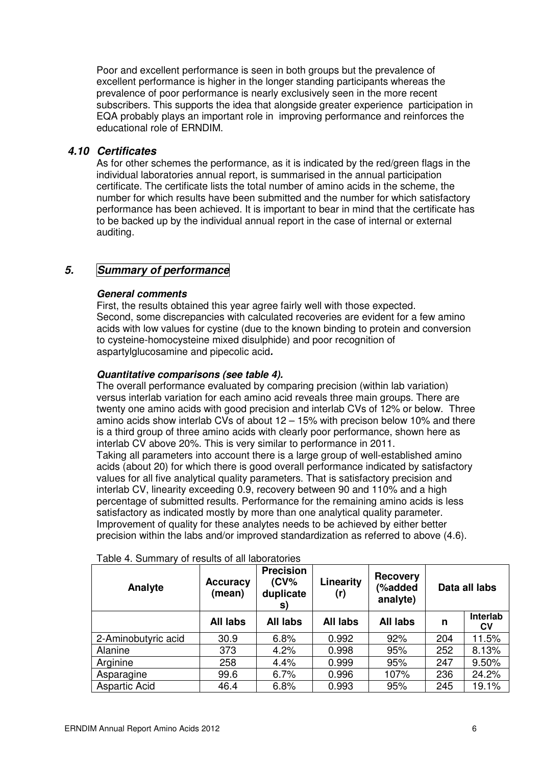Poor and excellent performance is seen in both groups but the prevalence of excellent performance is higher in the longer standing participants whereas the prevalence of poor performance is nearly exclusively seen in the more recent subscribers. This supports the idea that alongside greater experience participation in EQA probably plays an important role in improving performance and reinforces the educational role of ERNDIM.

### *4.10 Certificates*

As for other schemes the performance, as it is indicated by the red/green flags in the individual laboratories annual report, is summarised in the annual participation certificate. The certificate lists the total number of amino acids in the scheme, the number for which results have been submitted and the number for which satisfactory performance has been achieved. It is important to bear in mind that the certificate has to be backed up by the individual annual report in the case of internal or external auditing.

## *5. Summary of performance*

***General comments***

First, the results obtained this year agree fairly well with those expected.
Second, some discrepancies with calculated recoveries are evident for a few amino acids with low values for cystine (due to the known binding to protein and conversion to cysteine-homocysteine mixed disulphide) and poor recognition of aspartylglucosamine and pipecolic acid**.**

***Quantitative comparisons (see table 4).***

The overall performance evaluated by comparing precision (within lab variation) versus interlab variation for each amino acid reveals three main groups. There are twenty one amino acids with good precision and interlab CVs of 12% or below. Three amino acids show interlab CVs of about 12 – 15% with precison below 10% and there is a third group of three amino acids with clearly poor performance, shown here as interlab CV above 20%. This is very similar to performance in 2011.
Taking all parameters into account there is a large group of well-established amino acids (about 20) for which there is good overall performance indicated by satisfactory values for all five analytical quality parameters. That is satisfactory precision and interlab CV, linearity exceeding 0.9, recovery between 90 and 110% and a high percentage of submitted results. Performance for the remaining amino acids is less satisfactory as indicated mostly by more than one analytical quality parameter. Improvement of quality for these analytes needs to be achieved by either better precision within the labs and/or improved standardization as referred to above (4.6).

Table 4. Summary of results of all laboratories

| Analyte | Accuracy (mean) | Precision (CV% duplicates) | Linearity (r) | Recovery (%added analyte) | Data all labs | |
|---|---|---|---|---|---|---|
| | All labs | All labs | All labs | All labs | n | Interlab CV |
| 2-Aminobutyric acid | 30.9 | 6.8% | 0.992 | 92% | 204 | 11.5% |
| Alanine | 373 | 4.2% | 0.998 | 95% | 252 | 8.13% |
| Arginine | 258 | 4.4% | 0.999 | 95% | 247 | 9.50% |
| Asparagine | 99.6 | 6.7% | 0.996 | 107% | 236 | 24.2% |
| Aspartic Acid | 46.4 | 6.8% | 0.993 | 95% | 245 | 19.1% |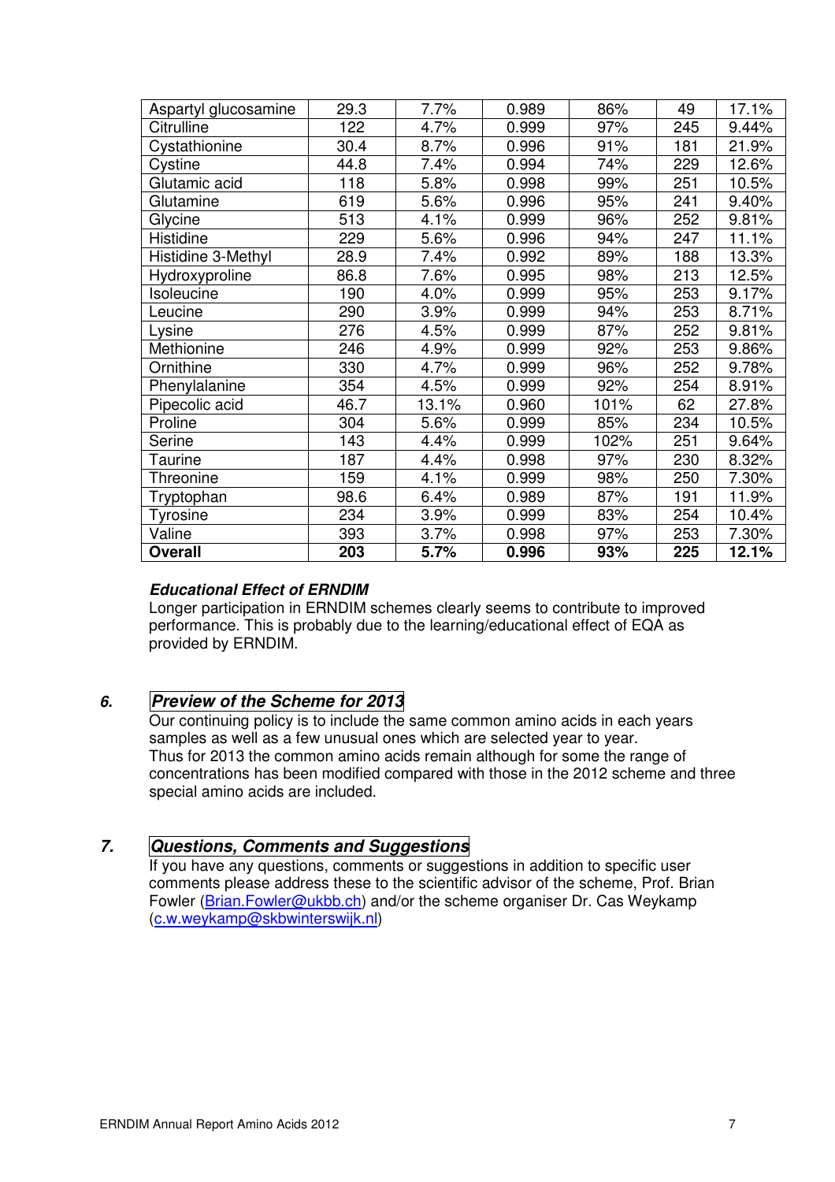| | | | | | | |
|---|---|---|---|---|---|---|
| Aspartyl glucosamine | 29.3 | 7.7% | 0.989 | 86% | 49 | 17.1% |
| Citrulline | 122 | 4.7% | 0.999 | 97% | 245 | 9.44% |
| Cystathionine | 30.4 | 8.7% | 0.996 | 91% | 181 | 21.9% |
| Cystine | 44.8 | 7.4% | 0.994 | 74% | 229 | 12.6% |
| Glutamic acid | 118 | 5.8% | 0.998 | 99% | 251 | 10.5% |
| Glutamine | 619 | 5.6% | 0.996 | 95% | 241 | 9.40% |
| Glycine | 513 | 4.1% | 0.999 | 96% | 252 | 9.81% |
| Histidine | 229 | 5.6% | 0.996 | 94% | 247 | 11.1% |
| Histidine 3-Methyl | 28.9 | 7.4% | 0.992 | 89% | 188 | 13.3% |
| Hydroxyproline | 86.8 | 7.6% | 0.995 | 98% | 213 | 12.5% |
| Isoleucine | 190 | 4.0% | 0.999 | 95% | 253 | 9.17% |
| Leucine | 290 | 3.9% | 0.999 | 94% | 253 | 8.71% |
| Lysine | 276 | 4.5% | 0.999 | 87% | 252 | 9.81% |
| Methionine | 246 | 4.9% | 0.999 | 92% | 253 | 9.86% |
| Ornithine | 330 | 4.7% | 0.999 | 96% | 252 | 9.78% |
| Phenylalanine | 354 | 4.5% | 0.999 | 92% | 254 | 8.91% |
| Pipecolic acid | 46.7 | 13.1% | 0.960 | 101% | 62 | 27.8% |
| Proline | 304 | 5.6% | 0.999 | 85% | 234 | 10.5% |
| Serine | 143 | 4.4% | 0.999 | 102% | 251 | 9.64% |
| Taurine | 187 | 4.4% | 0.998 | 97% | 230 | 8.32% |
| Threonine | 159 | 4.1% | 0.999 | 98% | 250 | 7.30% |
| Tryptophan | 98.6 | 6.4% | 0.989 | 87% | 191 | 11.9% |
| Tyrosine | 234 | 3.9% | 0.999 | 83% | 254 | 10.4% |
| Valine | 393 | 3.7% | 0.998 | 97% | 253 | 7.30% |
| **Overall** | **203** | **5.7%** | **0.996** | **93%** | **225** | **12.1%** |

***Educational Effect of ERNDIM***

Longer participation in ERNDIM schemes clearly seems to contribute to improved performance. This is probably due to the learning/educational effect of EQA as provided by ERNDIM.

## 6. *Preview of the Scheme for 2013*

Our continuing policy is to include the same common amino acids in each years samples as well as a few unusual ones which are selected year to year. Thus for 2013 the common amino acids remain although for some the range of concentrations has been modified compared with those in the 2012 scheme and three special amino acids are included.

## 7. *Questions, Comments and Suggestions*

If you have any questions, comments or suggestions in addition to specific user comments please address these to the scientific advisor of the scheme, Prof. Brian Fowler (Brian.Fowler@ukbb.ch) and/or the scheme organiser Dr. Cas Weykamp (c.w.weykamp@skbwinterswijk.nl)